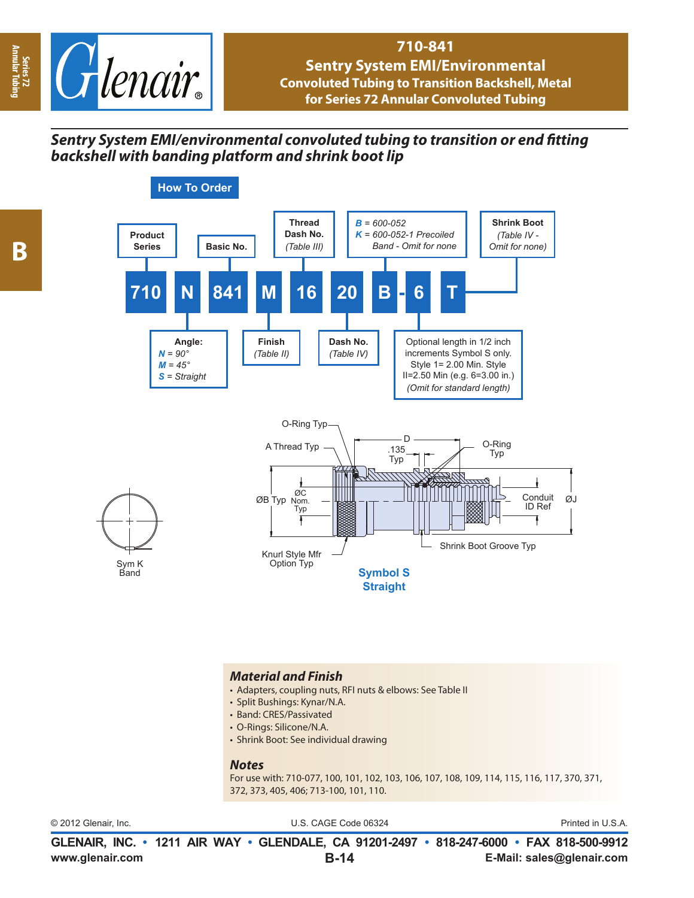# 710-841

## Sentry System EMI/Environmental

### Convoluted Tubing to Transition Backshell, Metal for Series 72 Annular Convoluted Tubing

***Sentry System EMI/environmental convoluted tubing to transition or end fitting backshell with banding platform and shrink boot lip***

## How To Order

| 710 | N | 841 | M | 16 | 20 | B | - | 6 | T |
|---|---|---|---|---|---|---|---|---|---|

- **Product Series**: 710
- **Angle**: *N* = 90°, *M* = 45°, *S* = Straight
- **Basic No.**: 841
- **Finish** (*Table II*)
- **Thread Dash No.** (*Table III*)
- **Dash No.** (*Table IV*)
- *B* = 600-052, *K* = 600-052-1 Precoiled Band - Omit for none
- Optional length in 1/2 inch increments Symbol S only. Style 1= 2.00 Min. Style II=2.50 Min (e.g. 6=3.00 in.) *(Omit for standard length)*
- **Shrink Boot** (*Table IV - Omit for none*)

O-Ring Typ
A Thread Typ
D
.135 Typ
O-Ring Typ
ØB Typ
ØC Nom. Typ
Conduit ID Ref
ØJ
Knurl Style Mfr Option Typ
Shrink Boot Groove Typ
Sym K Band

**Symbol S Straight**

### *Material and Finish*

- Adapters, coupling nuts, RFI nuts & elbows: See Table II
- Split Bushings: Kynar/N.A.
- Band: CRES/Passivated
- O-Rings: Silicone/N.A.
- Shrink Boot: See individual drawing

### *Notes*

For use with: 710-077, 100, 101, 102, 103, 106, 107, 108, 109, 114, 115, 116, 117, 370, 371, 372, 373, 405, 406; 713-100, 101, 110.

© 2012 Glenair, Inc. U.S. CAGE Code 06324 Printed in U.S.A.

**GLENAIR, INC. • 1211 AIR WAY • GLENDALE, CA 91201-2497 • 818-247-6000 • FAX 818-500-9912**
**www.glenair.com** **E-Mail: sales@glenair.com**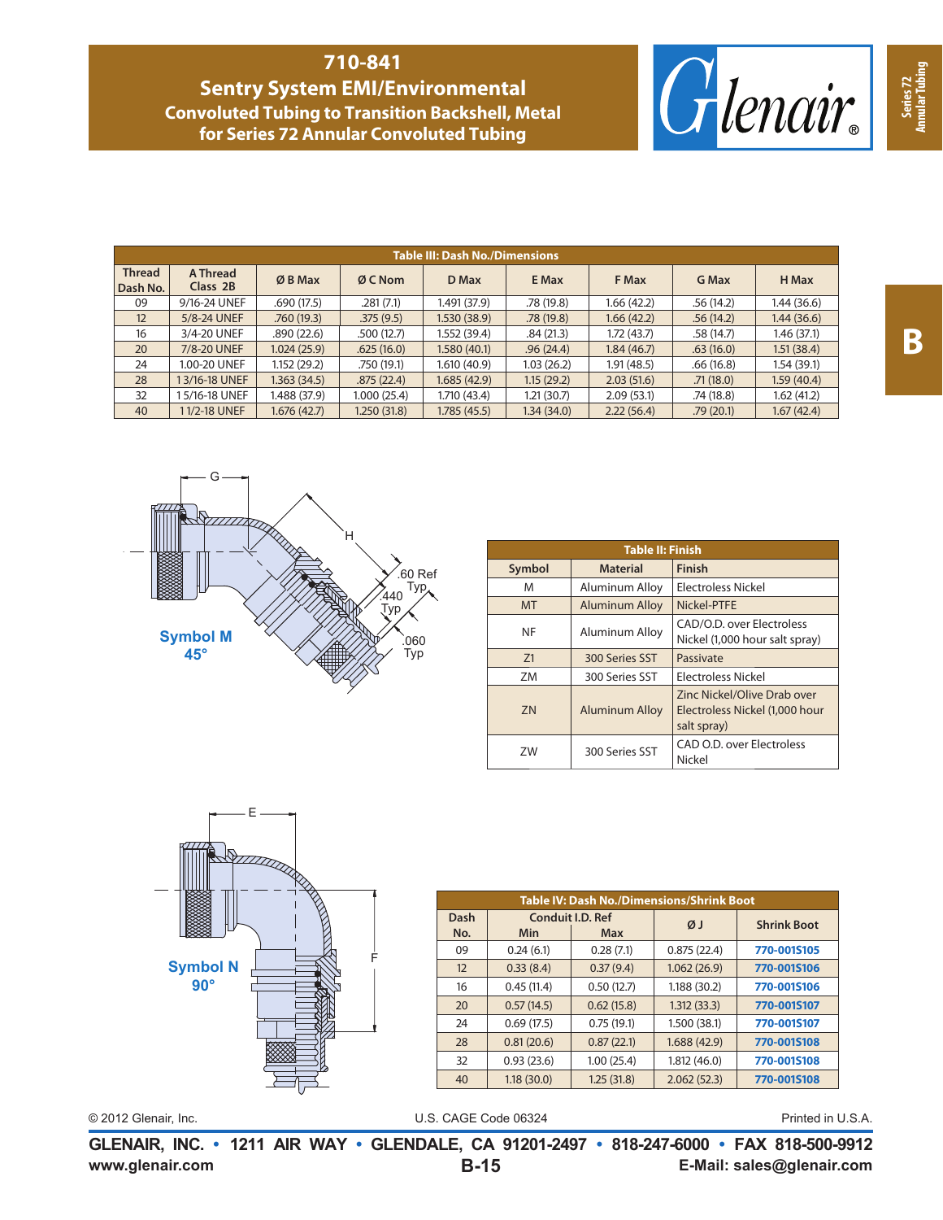# 710-841
## Sentry System EMI/Environmental
### Convoluted Tubing to Transition Backshell, Metal for Series 72 Annular Convoluted Tubing

**Table III: Dash No./Dimensions**

| Thread Dash No. | A Thread Class 2B | Ø B Max | Ø C Nom | D Max | E Max | F Max | G Max | H Max |
|---|---|---|---|---|---|---|---|---|
| 09 | 9/16-24 UNEF | .690 (17.5) | .281 (7.1) | 1.491 (37.9) | .78 (19.8) | 1.66 (42.2) | .56 (14.2) | 1.44 (36.6) |
| 12 | 5/8-24 UNEF | .760 (19.3) | .375 (9.5) | 1.530 (38.9) | .78 (19.8) | 1.66 (42.2) | .56 (14.2) | 1.44 (36.6) |
| 16 | 3/4-20 UNEF | .890 (22.6) | .500 (12.7) | 1.552 (39.4) | .84 (21.3) | 1.72 (43.7) | .58 (14.7) | 1.46 (37.1) |
| 20 | 7/8-20 UNEF | 1.024 (25.9) | .625 (16.0) | 1.580 (40.1) | .96 (24.4) | 1.84 (46.7) | .63 (16.0) | 1.51 (38.4) |
| 24 | 1.00-20 UNEF | 1.152 (29.2) | .750 (19.1) | 1.610 (40.9) | 1.03 (26.2) | 1.91 (48.5) | .66 (16.8) | 1.54 (39.1) |
| 28 | 1 3/16-18 UNEF | 1.363 (34.5) | .875 (22.4) | 1.685 (42.9) | 1.15 (29.2) | 2.03 (51.6) | .71 (18.0) | 1.59 (40.4) |
| 32 | 1 5/16-18 UNEF | 1.488 (37.9) | 1.000 (25.4) | 1.710 (43.4) | 1.21 (30.7) | 2.09 (53.1) | .74 (18.8) | 1.62 (41.2) |
| 40 | 1 1/2-18 UNEF | 1.676 (42.7) | 1.250 (31.8) | 1.785 (45.5) | 1.34 (34.0) | 2.22 (56.4) | .79 (20.1) | 1.67 (42.4) |

G

H

.60 Ref Typ

.440 Typ

.060 Typ

Symbol M
45°

**Table II: Finish**

| Symbol | Material | Finish |
|---|---|---|
| M | Aluminum Alloy | Electroless Nickel |
| MT | Aluminum Alloy | Nickel-PTFE |
| NF | Aluminum Alloy | CAD/O.D. over Electroless Nickel (1,000 hour salt spray) |
| Z1 | 300 Series SST | Passivate |
| ZM | 300 Series SST | Electroless Nickel |
| ZN | Aluminum Alloy | Zinc Nickel/Olive Drab over Electroless Nickel (1,000 hour salt spray) |
| ZW | 300 Series SST | CAD O.D. over Electroless Nickel |

E

F

Symbol N
90°

**Table IV: Dash No./Dimensions/Shrink Boot**

| Dash No. | Conduit I.D. Ref | | Ø J | Shrink Boot |
|---|---|---|---|---|
| | Min | Max | | |
| 09 | 0.24 (6.1) | 0.28 (7.1) | 0.875 (22.4) | 770-001S105 |
| 12 | 0.33 (8.4) | 0.37 (9.4) | 1.062 (26.9) | 770-001S106 |
| 16 | 0.45 (11.4) | 0.50 (12.7) | 1.188 (30.2) | 770-001S106 |
| 20 | 0.57 (14.5) | 0.62 (15.8) | 1.312 (33.3) | 770-001S107 |
| 24 | 0.69 (17.5) | 0.75 (19.1) | 1.500 (38.1) | 770-001S107 |
| 28 | 0.81 (20.6) | 0.87 (22.1) | 1.688 (42.9) | 770-001S108 |
| 32 | 0.93 (23.6) | 1.00 (25.4) | 1.812 (46.0) | 770-001S108 |
| 40 | 1.18 (30.0) | 1.25 (31.8) | 2.062 (52.3) | 770-001S108 |

© 2012 Glenair, Inc. U.S. CAGE Code 06324 Printed in U.S.A.

**GLENAIR, INC. • 1211 AIR WAY • GLENDALE, CA 91201-2497 • 818-247-6000 • FAX 818-500-9912**
**www.glenair.com** **E-Mail: sales@glenair.com**